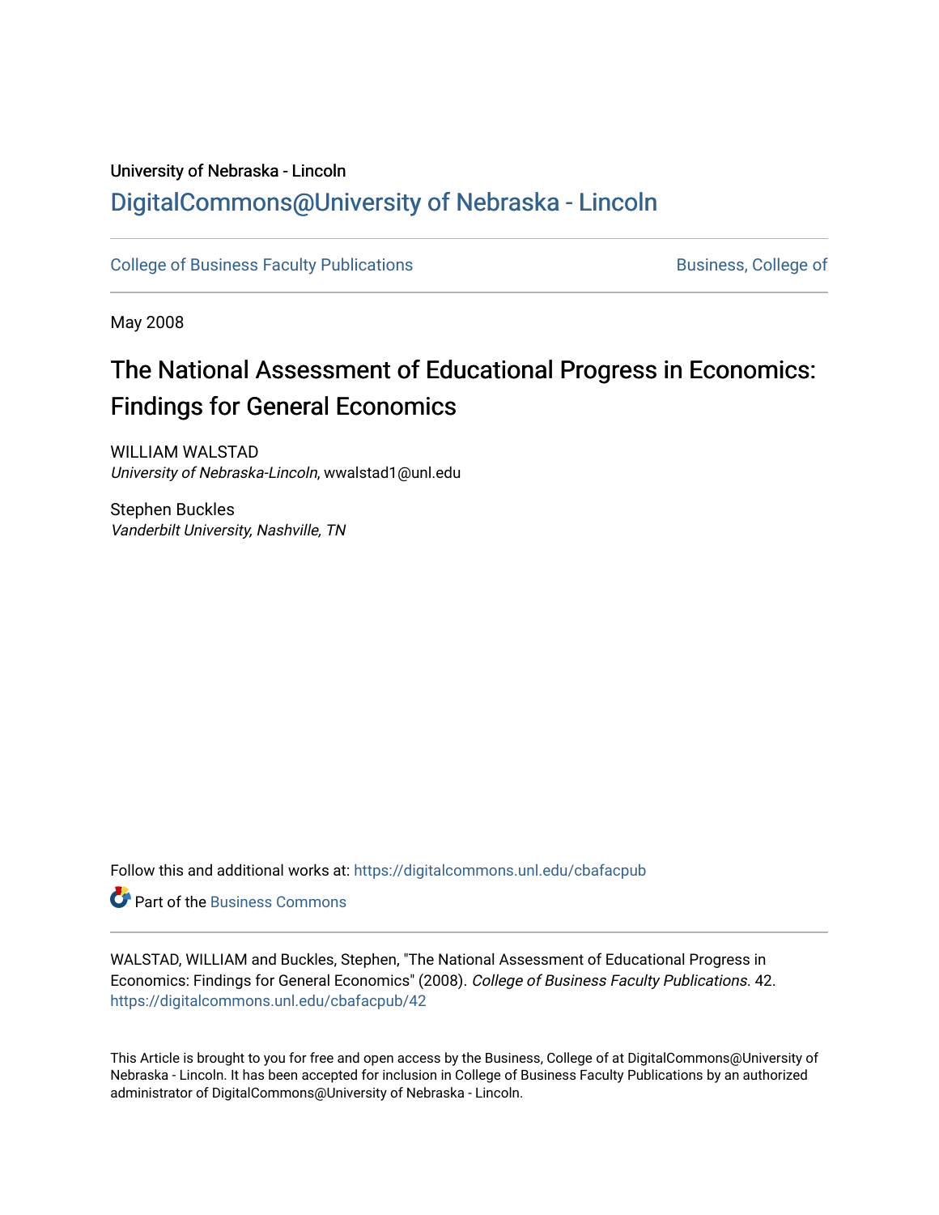University of Nebraska - Lincoln

## DigitalCommons@University of Nebraska - Lincoln

College of Business Faculty Publications | Business, College of

May 2008

# The National Assessment of Educational Progress in Economics: Findings for General Economics

WILLIAM WALSTAD
*University of Nebraska-Lincoln*, wwalstad1@unl.edu

Stephen Buckles
*Vanderbilt University, Nashville, TN*

Follow this and additional works at: https://digitalcommons.unl.edu/cbafacpub

Part of the Business Commons

WALSTAD, WILLIAM and Buckles, Stephen, "The National Assessment of Educational Progress in Economics: Findings for General Economics" (2008). *College of Business Faculty Publications*. 42.
https://digitalcommons.unl.edu/cbafacpub/42

This Article is brought to you for free and open access by the Business, College of at DigitalCommons@University of Nebraska - Lincoln. It has been accepted for inclusion in College of Business Faculty Publications by an authorized administrator of DigitalCommons@University of Nebraska - Lincoln.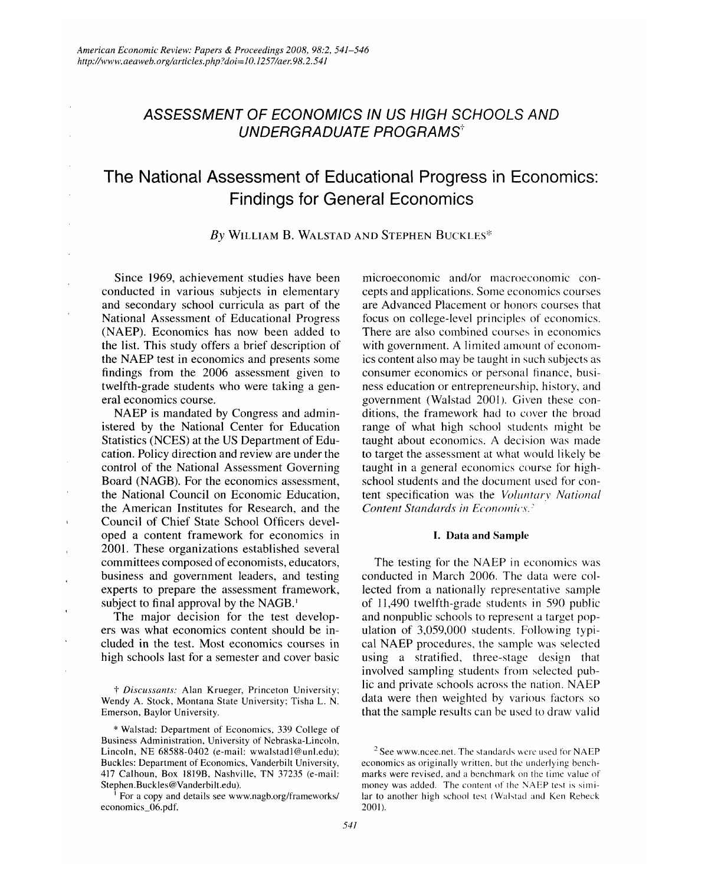*American Economic Review: Papers & Proceedings 2008, 98:2, 541–546*
*http://www.aeaweb.org/articles.php?doi=10.1257/aer.98.2.541*

## ASSESSMENT OF ECONOMICS IN US HIGH SCHOOLS AND UNDERGRADUATE PROGRAMS†

# The National Assessment of Educational Progress in Economics: Findings for General Economics

*By* William B. Walstad and Stephen Buckles*

Since 1969, achievement studies have been conducted in various subjects in elementary and secondary school curricula as part of the National Assessment of Educational Progress (NAEP). Economics has now been added to the list. This study offers a brief description of the NAEP test in economics and presents some findings from the 2006 assessment given to twelfth-grade students who were taking a general economics course.

NAEP is mandated by Congress and administered by the National Center for Education Statistics (NCES) at the US Department of Education. Policy direction and review are under the control of the National Assessment Governing Board (NAGB). For the economics assessment, the National Council on Economic Education, the American Institutes for Research, and the Council of Chief State School Officers developed a content framework for economics in 2001. These organizations established several committees composed of economists, educators, business and government leaders, and testing experts to prepare the assessment framework, subject to final approval by the NAGB.[1]

The major decision for the test developers was what economics content should be included in the test. Most economics courses in high schools last for a semester and cover basic microeconomic and/or macroeconomic concepts and applications. Some economics courses are Advanced Placement or honors courses that focus on college-level principles of economics. There are also combined courses in economics with government. A limited amount of economics content also may be taught in such subjects as consumer economics or personal finance, business education or entrepreneurship, history, and government (Walstad 2001). Given these conditions, the framework had to cover the broad range of what high school students might be taught about economics. A decision was made to target the assessment at what would likely be taught in a general economics course for high-school students and the document used for content specification was the *Voluntary National Content Standards in Economics*.[2]

### I. Data and Sample

The testing for the NAEP in economics was conducted in March 2006. The data were collected from a nationally representative sample of 11,490 twelfth-grade students in 590 public and nonpublic schools to represent a target population of 3,059,000 students. Following typical NAEP procedures, the sample was selected using a stratified, three-stage design that involved sampling students from selected public and private schools across the nation. NAEP data were then weighted by various factors so that the sample results can be used to draw valid

---

† *Discussants:* Alan Krueger, Princeton University; Wendy A. Stock, Montana State University; Tisha L. N. Emerson, Baylor University.

\* Walstad: Department of Economics, 339 College of Business Administration, University of Nebraska-Lincoln, Lincoln, NE 68588-0402 (e-mail: wwalstad1@unl.edu); Buckles: Department of Economics, Vanderbilt University, 417 Calhoun, Box 1819B, Nashville, TN 37235 (e-mail: Stephen.Buckles@Vanderbilt.edu).

[1] For a copy and details see www.nagb.org/frameworks/economics_06.pdf.

[2] See www.ncee.net. The standards were used for NAEP economics as originally written, but the underlying benchmarks were revised, and a benchmark on the time value of money was added. The content of the NAEP test is similar to another high school test (Walstad and Ken Rebeck 2001).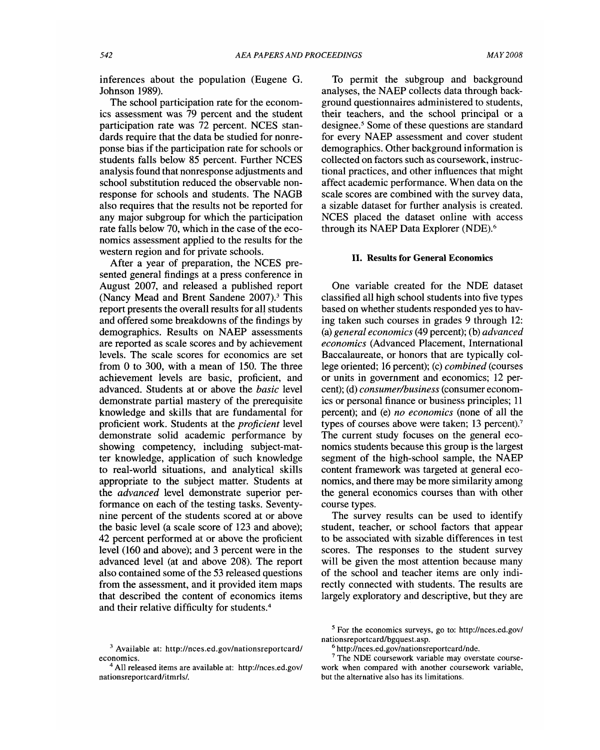inferences about the population (Eugene G. Johnson 1989).

The school participation rate for the economics assessment was 79 percent and the student participation rate was 72 percent. NCES standards require that the data be studied for nonreponse bias if the participation rate for schools or students falls below 85 percent. Further NCES analysis found that nonresponse adjustments and school substitution reduced the observable nonresponse for schools and students. The NAGB also requires that the results not be reported for any major subgroup for which the participation rate falls below 70, which in the case of the economics assessment applied to the results for the western region and for private schools.

After a year of preparation, the NCES presented general findings at a press conference in August 2007, and released a published report (Nancy Mead and Brent Sandene 2007).[3] This report presents the overall results for all students and offered some breakdowns of the findings by demographics. Results on NAEP assessments are reported as scale scores and by achievement levels. The scale scores for economics are set from 0 to 300, with a mean of 150. The three achievement levels are basic, proficient, and advanced. Students at or above the *basic* level demonstrate partial mastery of the prerequisite knowledge and skills that are fundamental for proficient work. Students at the *proficient* level demonstrate solid academic performance by showing competency, including subject-matter knowledge, application of such knowledge to real-world situations, and analytical skills appropriate to the subject matter. Students at the *advanced* level demonstrate superior performance on each of the testing tasks. Seventy-nine percent of the students scored at or above the basic level (a scale score of 123 and above); 42 percent performed at or above the proficient level (160 and above); and 3 percent were in the advanced level (at and above 208). The report also contained some of the 53 released questions from the assessment, and it provided item maps that described the content of economics items and their relative difficulty for students.[4]

To permit the subgroup and background analyses, the NAEP collects data through background questionnaires administered to students, their teachers, and the school principal or a designee.[5] Some of these questions are standard for every NAEP assessment and cover student demographics. Other background information is collected on factors such as coursework, instructional practices, and other influences that might affect academic performance. When data on the scale scores are combined with the survey data, a sizable dataset for further analysis is created. NCES placed the dataset online with access through its NAEP Data Explorer (NDE).[6]

## II. Results for General Economics

One variable created for the NDE dataset classified all high school students into five types based on whether students responded yes to having taken such courses in grades 9 through 12: (a) *general economics* (49 percent); (b) *advanced economics* (Advanced Placement, International Baccalaureate, or honors that are typically college oriented; 16 percent); (c) *combined* (courses or units in government and economics; 12 percent); (d) *consumer/business* (consumer economics or personal finance or business principles; 11 percent); and (e) *no economics* (none of all the types of courses above were taken; 13 percent).[7] The current study focuses on the general economics students because this group is the largest segment of the high-school sample, the NAEP content framework was targeted at general economics, and there may be more similarity among the general economics courses than with other course types.

The survey results can be used to identify student, teacher, or school factors that appear to be associated with sizable differences in test scores. The responses to the student survey will be given the most attention because many of the school and teacher items are only indirectly connected with students. The results are largely exploratory and descriptive, but they are

---

[3] Available at: http://nces.ed.gov/nationsreportcard/economics.

[4] All released items are available at: http://nces.ed.gov/nationsreportcard/itmrls/.

[5] For the economics surveys, go to: http://nces.ed.gov/nationsreportcard/bgquest.asp.

[6] http://nces.ed.gov/nationsreportcard/nde.

[7] The NDE coursework variable may overstate coursework when compared with another coursework variable, but the alternative also has its limitations.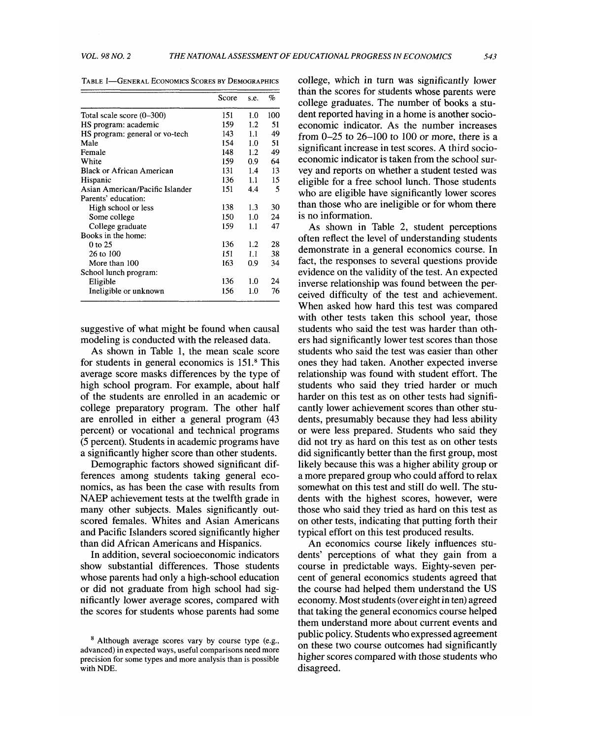Table 1—General Economics Scores by Demographics

| | Score | s.e. | % |
|---|---|---|---|
| Total scale score (0–300) | 151 | 1.0 | 100 |
| HS program: academic | 159 | 1.2 | 51 |
| HS program: general or vo-tech | 143 | 1.1 | 49 |
| Male | 154 | 1.0 | 51 |
| Female | 148 | 1.2 | 49 |
| White | 159 | 0.9 | 64 |
| Black or African American | 131 | 1.4 | 13 |
| Hispanic | 136 | 1.1 | 15 |
| Asian American/Pacific Islander | 151 | 4.4 | 5 |
| Parents' education: | | | |
| High school or less | 138 | 1.3 | 30 |
| Some college | 150 | 1.0 | 24 |
| College graduate | 159 | 1.1 | 47 |
| Books in the home: | | | |
| 0 to 25 | 136 | 1.2 | 28 |
| 26 to 100 | 151 | 1.1 | 38 |
| More than 100 | 163 | 0.9 | 34 |
| School lunch program: | | | |
| Eligible | 136 | 1.0 | 24 |
| Ineligible or unknown | 156 | 1.0 | 76 |

suggestive of what might be found when causal modeling is conducted with the released data.

As shown in Table 1, the mean scale score for students in general economics is 151.[8] This average score masks differences by the type of high school program. For example, about half of the students are enrolled in an academic or college preparatory program. The other half are enrolled in either a general program (43 percent) or vocational and technical programs (5 percent). Students in academic programs have a significantly higher score than other students.

Demographic factors showed significant differences among students taking general economics, as has been the case with results from NAEP achievement tests at the twelfth grade in many other subjects. Males significantly outscored females. Whites and Asian Americans and Pacific Islanders scored significantly higher than did African Americans and Hispanics.

In addition, several socioeconomic indicators show substantial differences. Those students whose parents had only a high-school education or did not graduate from high school had significantly lower average scores, compared with the scores for students whose parents had some college, which in turn was significantly lower than the scores for students whose parents were college graduates. The number of books a student reported having in a home is another socioeconomic indicator. As the number increases from 0–25 to 26–100 to 100 or more, there is a significant increase in test scores. A third socioeconomic indicator is taken from the school survey and reports on whether a student tested was eligible for a free school lunch. Those students who are eligible have significantly lower scores than those who are ineligible or for whom there is no information.

As shown in Table 2, student perceptions often reflect the level of understanding students demonstrate in a general economics course. In fact, the responses to several questions provide evidence on the validity of the test. An expected inverse relationship was found between the perceived difficulty of the test and achievement. When asked how hard this test was compared with other tests taken this school year, those students who said the test was harder than others had significantly lower test scores than those students who said the test was easier than other ones they had taken. Another expected inverse relationship was found with student effort. The students who said they tried harder or much harder on this test as on other tests had significantly lower achievement scores than other students, presumably because they had less ability or were less prepared. Students who said they did not try as hard on this test as on other tests did significantly better than the first group, most likely because this was a higher ability group or a more prepared group who could afford to relax somewhat on this test and still do well. The students with the highest scores, however, were those who said they tried as hard on this test as on other tests, indicating that putting forth their typical effort on this test produced results.

An economics course likely influences students' perceptions of what they gain from a course in predictable ways. Eighty-seven percent of general economics students agreed that the course had helped them understand the US economy. Most students (over eight in ten) agreed that taking the general economics course helped them understand more about current events and public policy. Students who expressed agreement on these two course outcomes had significantly higher scores compared with those students who disagreed.

[8] Although average scores vary by course type (e.g., advanced) in expected ways, useful comparisons need more precision for some types and more analysis than is possible with NDE.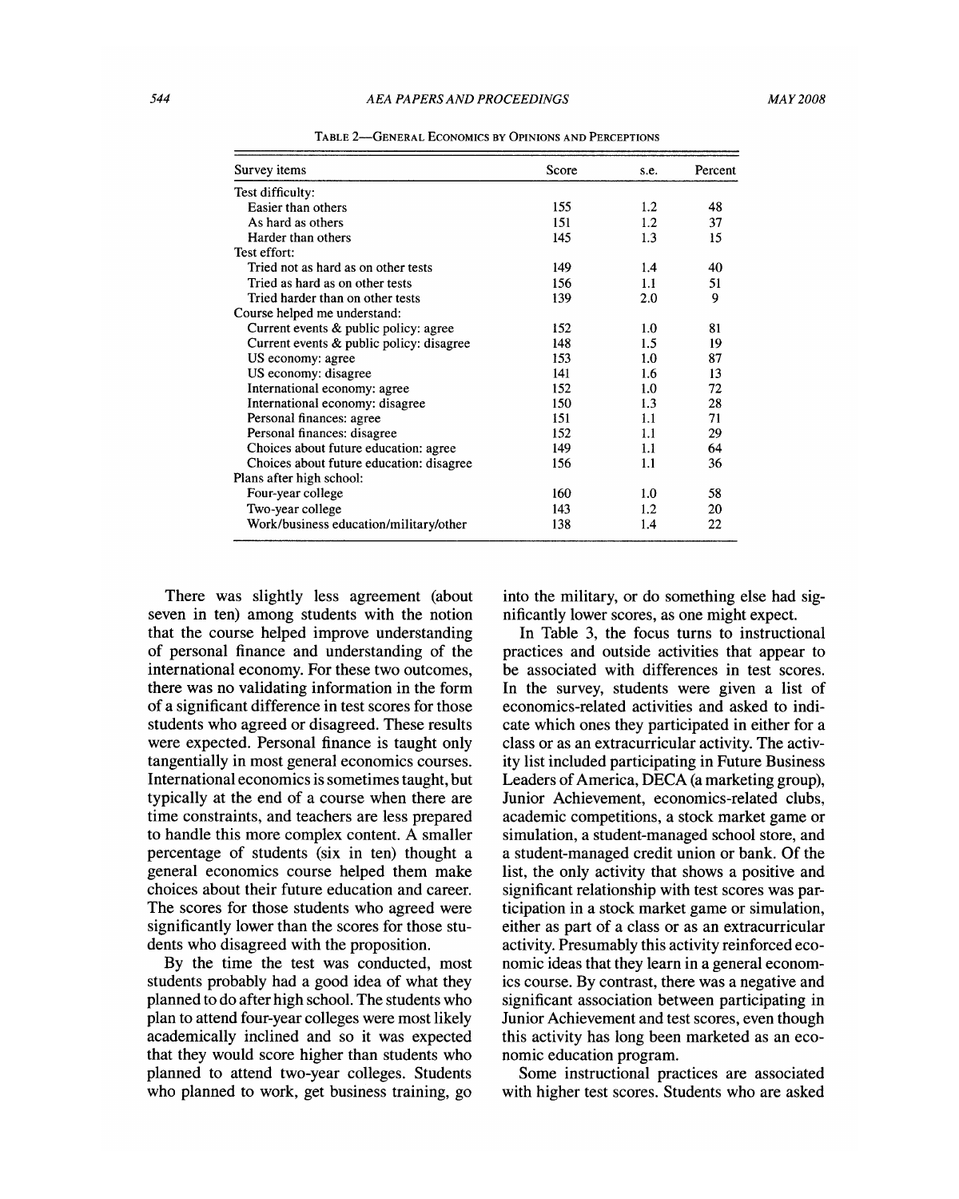Table 2—General Economics by Opinions and Perceptions

| Survey items | Score | s.e. | Percent |
|---|---|---|---|
| Test difficulty: | | | |
| Easier than others | 155 | 1.2 | 48 |
| As hard as others | 151 | 1.2 | 37 |
| Harder than others | 145 | 1.3 | 15 |
| Test effort: | | | |
| Tried not as hard as on other tests | 149 | 1.4 | 40 |
| Tried as hard as on other tests | 156 | 1.1 | 51 |
| Tried harder than on other tests | 139 | 2.0 | 9 |
| Course helped me understand: | | | |
| Current events & public policy: agree | 152 | 1.0 | 81 |
| Current events & public policy: disagree | 148 | 1.5 | 19 |
| US economy: agree | 153 | 1.0 | 87 |
| US economy: disagree | 141 | 1.6 | 13 |
| International economy: agree | 152 | 1.0 | 72 |
| International economy: disagree | 150 | 1.3 | 28 |
| Personal finances: agree | 151 | 1.1 | 71 |
| Personal finances: disagree | 152 | 1.1 | 29 |
| Choices about future education: agree | 149 | 1.1 | 64 |
| Choices about future education: disagree | 156 | 1.1 | 36 |
| Plans after high school: | | | |
| Four-year college | 160 | 1.0 | 58 |
| Two-year college | 143 | 1.2 | 20 |
| Work/business education/military/other | 138 | 1.4 | 22 |

There was slightly less agreement (about seven in ten) among students with the notion that the course helped improve understanding of personal finance and understanding of the international economy. For these two outcomes, there was no validating information in the form of a significant difference in test scores for those students who agreed or disagreed. These results were expected. Personal finance is taught only tangentially in most general economics courses. International economics is sometimes taught, but typically at the end of a course when there are time constraints, and teachers are less prepared to handle this more complex content. A smaller percentage of students (six in ten) thought a general economics course helped them make choices about their future education and career. The scores for those students who agreed were significantly lower than the scores for those students who disagreed with the proposition.

By the time the test was conducted, most students probably had a good idea of what they planned to do after high school. The students who plan to attend four-year colleges were most likely academically inclined and so it was expected that they would score higher than students who planned to attend two-year colleges. Students who planned to work, get business training, go into the military, or do something else had significantly lower scores, as one might expect.

In Table 3, the focus turns to instructional practices and outside activities that appear to be associated with differences in test scores. In the survey, students were given a list of economics-related activities and asked to indicate which ones they participated in either for a class or as an extracurricular activity. The activity list included participating in Future Business Leaders of America, DECA (a marketing group), Junior Achievement, economics-related clubs, academic competitions, a stock market game or simulation, a student-managed school store, and a student-managed credit union or bank. Of the list, the only activity that shows a positive and significant relationship with test scores was participation in a stock market game or simulation, either as part of a class or as an extracurricular activity. Presumably this activity reinforced economic ideas that they learn in a general economics course. By contrast, there was a negative and significant association between participating in Junior Achievement and test scores, even though this activity has long been marketed as an economic education program.

Some instructional practices are associated with higher test scores. Students who are asked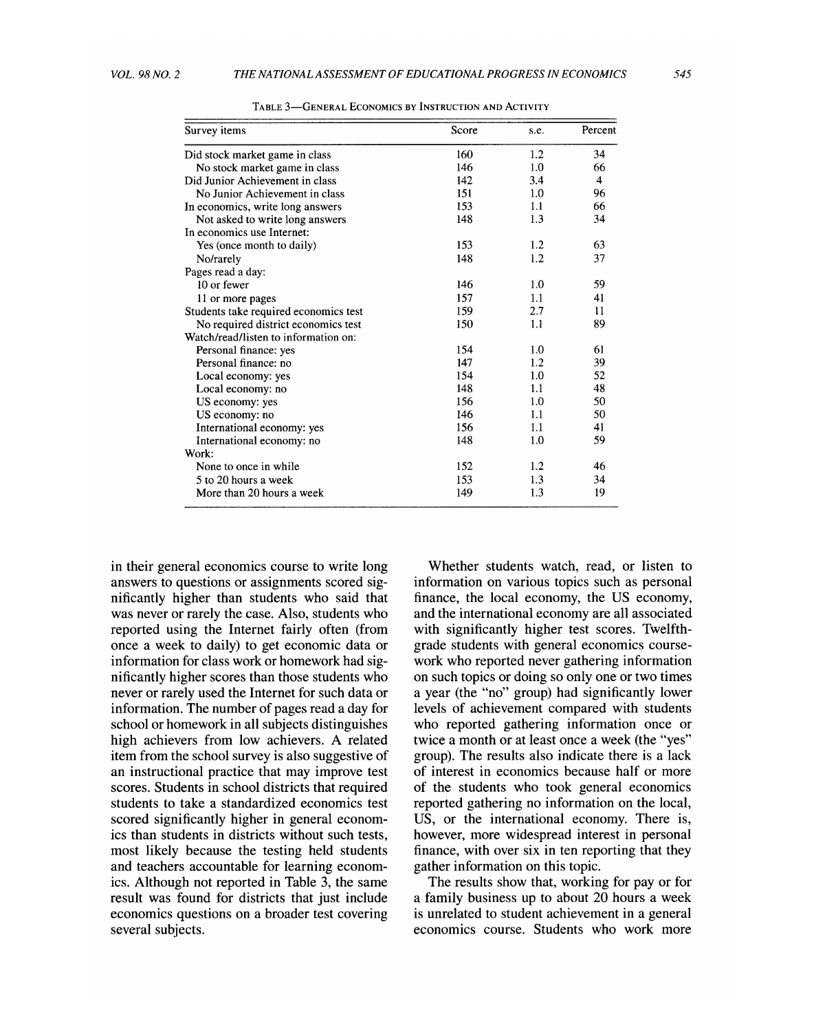TABLE 3—GENERAL ECONOMICS BY INSTRUCTION AND ACTIVITY

| Survey items | Score | s.e. | Percent |
|---|---|---|---|
| Did stock market game in class | 160 | 1.2 | 34 |
| No stock market game in class | 146 | 1.0 | 66 |
| Did Junior Achievement in class | 142 | 3.4 | 4 |
| No Junior Achievement in class | 151 | 1.0 | 96 |
| In economics, write long answers | 153 | 1.1 | 66 |
| Not asked to write long answers | 148 | 1.3 | 34 |
| In economics use Internet: | | | |
| Yes (once month to daily) | 153 | 1.2 | 63 |
| No/rarely | 148 | 1.2 | 37 |
| Pages read a day: | | | |
| 10 or fewer | 146 | 1.0 | 59 |
| 11 or more pages | 157 | 1.1 | 41 |
| Students take required economics test | 159 | 2.7 | 11 |
| No required district economics test | 150 | 1.1 | 89 |
| Watch/read/listen to information on: | | | |
| Personal finance: yes | 154 | 1.0 | 61 |
| Personal finance: no | 147 | 1.2 | 39 |
| Local economy: yes | 154 | 1.0 | 52 |
| Local economy: no | 148 | 1.1 | 48 |
| US economy: yes | 156 | 1.0 | 50 |
| US economy: no | 146 | 1.1 | 50 |
| International economy: yes | 156 | 1.1 | 41 |
| International economy: no | 148 | 1.0 | 59 |
| Work: | | | |
| None to once in while | 152 | 1.2 | 46 |
| 5 to 20 hours a week | 153 | 1.3 | 34 |
| More than 20 hours a week | 149 | 1.3 | 19 |

in their general economics course to write long answers to questions or assignments scored significantly higher than students who said that was never or rarely the case. Also, students who reported using the Internet fairly often (from once a week to daily) to get economic data or information for class work or homework had significantly higher scores than those students who never or rarely used the Internet for such data or information. The number of pages read a day for school or homework in all subjects distinguishes high achievers from low achievers. A related item from the school survey is also suggestive of an instructional practice that may improve test scores. Students in school districts that required students to take a standardized economics test scored significantly higher in general economics than students in districts without such tests, most likely because the testing held students and teachers accountable for learning economics. Although not reported in Table 3, the same result was found for districts that just include economics questions on a broader test covering several subjects.

Whether students watch, read, or listen to information on various topics such as personal finance, the local economy, the US economy, and the international economy are all associated with significantly higher test scores. Twelfth-grade students with general economics coursework who reported never gathering information on such topics or doing so only one or two times a year (the "no" group) had significantly lower levels of achievement compared with students who reported gathering information once or twice a month or at least once a week (the "yes" group). The results also indicate there is a lack of interest in economics because half or more of the students who took general economics reported gathering no information on the local, US, or the international economy. There is, however, more widespread interest in personal finance, with over six in ten reporting that they gather information on this topic.

The results show that, working for pay or for a family business up to about 20 hours a week is unrelated to student achievement in a general economics course. Students who work more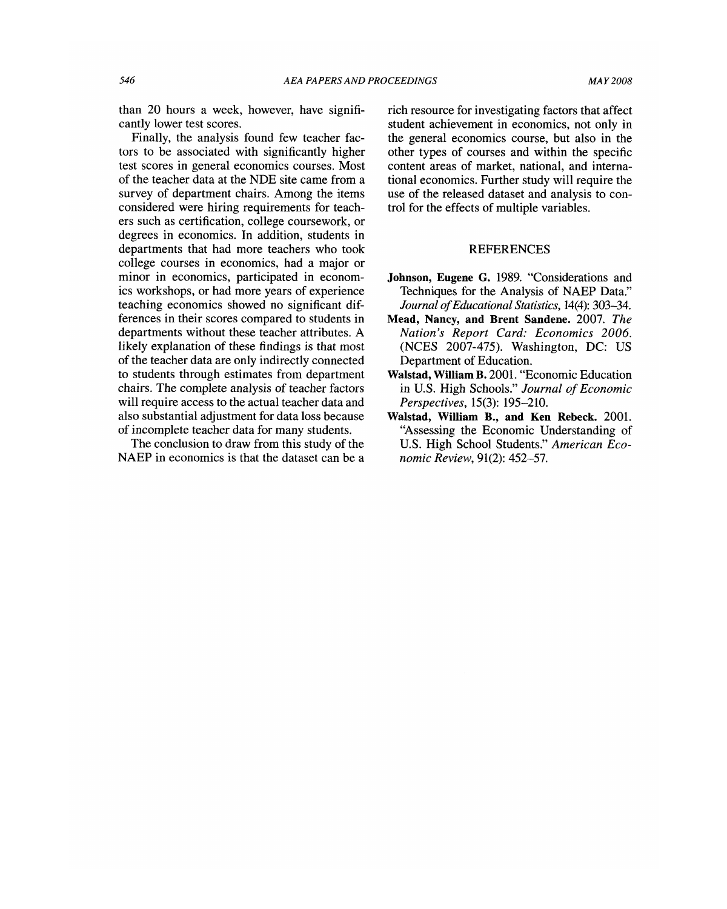than 20 hours a week, however, have significantly lower test scores.

Finally, the analysis found few teacher factors to be associated with significantly higher test scores in general economics courses. Most of the teacher data at the NDE site came from a survey of department chairs. Among the items considered were hiring requirements for teachers such as certification, college coursework, or degrees in economics. In addition, students in departments that had more teachers who took college courses in economics, had a major or minor in economics, participated in economics workshops, or had more years of experience teaching economics showed no significant differences in their scores compared to students in departments without these teacher attributes. A likely explanation of these findings is that most of the teacher data are only indirectly connected to students through estimates from department chairs. The complete analysis of teacher factors will require access to the actual teacher data and also substantial adjustment for data loss because of incomplete teacher data for many students.

The conclusion to draw from this study of the NAEP in economics is that the dataset can be a rich resource for investigating factors that affect student achievement in economics, not only in the general economics course, but also in the other types of courses and within the specific content areas of market, national, and international economics. Further study will require the use of the released dataset and analysis to control for the effects of multiple variables.

## REFERENCES

**Johnson, Eugene G.** 1989. "Considerations and Techniques for the Analysis of NAEP Data." *Journal of Educational Statistics*, 14(4): 303–34.

**Mead, Nancy, and Brent Sandene.** 2007. *The Nation's Report Card: Economics 2006*. (NCES 2007-475). Washington, DC: US Department of Education.

**Walstad, William B.** 2001. "Economic Education in U.S. High Schools." *Journal of Economic Perspectives*, 15(3): 195–210.

**Walstad, William B., and Ken Rebeck.** 2001. "Assessing the Economic Understanding of U.S. High School Students." *American Economic Review*, 91(2): 452–57.